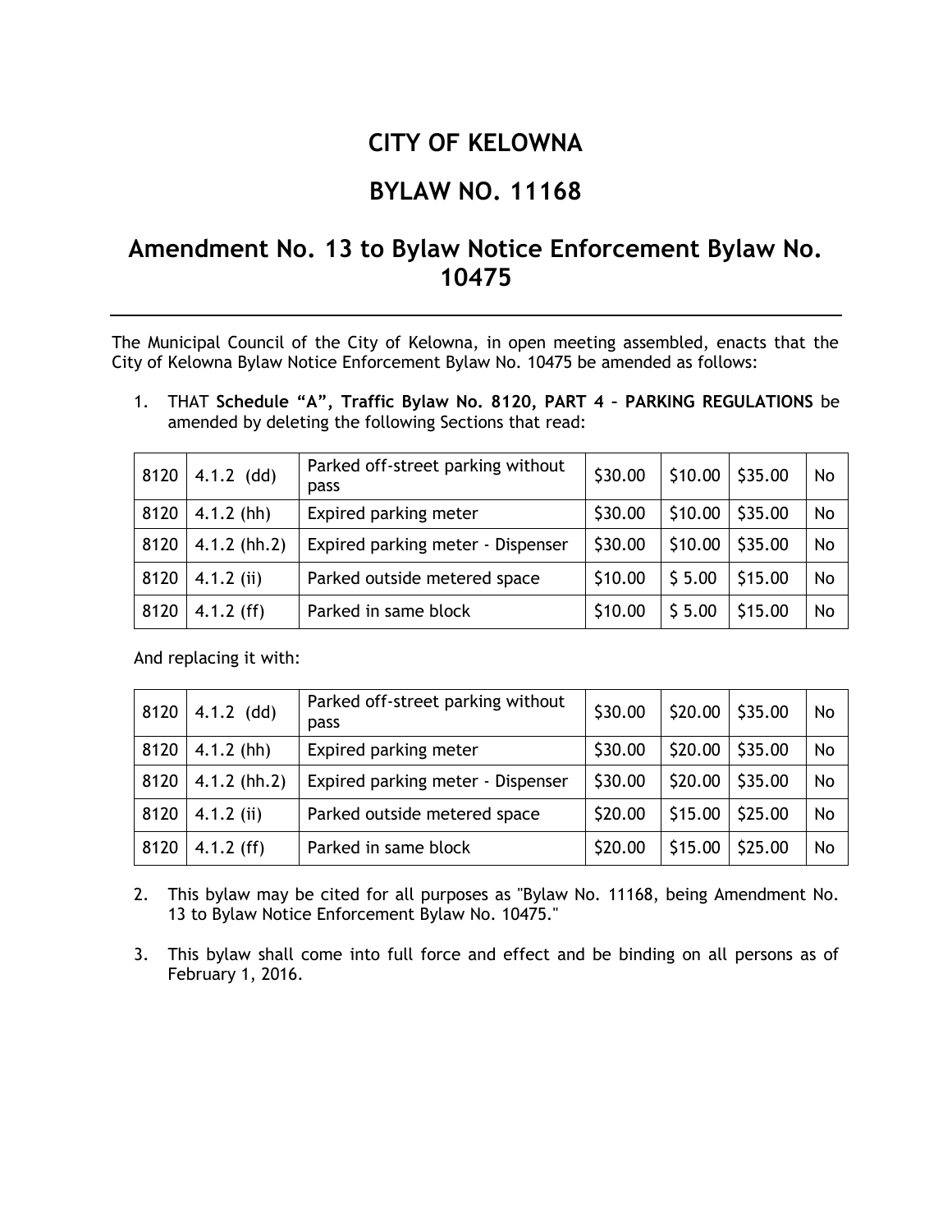# CITY OF KELOWNA

# BYLAW NO. 11168

## Amendment No. 13 to Bylaw Notice Enforcement Bylaw No. 10475

---

The Municipal Council of the City of Kelowna, in open meeting assembled, enacts that the City of Kelowna Bylaw Notice Enforcement Bylaw No. 10475 be amended as follows:

1. THAT **Schedule "A", Traffic Bylaw No. 8120, PART 4 – PARKING REGULATIONS** be amended by deleting the following Sections that read:

| | | | | | | |
|---|---|---|---|---|---|---|
| 8120 | 4.1.2 (dd) | Parked off-street parking without pass | $30.00 | $10.00 | $35.00 | No |
| 8120 | 4.1.2 (hh) | Expired parking meter | $30.00 | $10.00 | $35.00 | No |
| 8120 | 4.1.2 (hh.2) | Expired parking meter - Dispenser | $30.00 | $10.00 | $35.00 | No |
| 8120 | 4.1.2 (ii) | Parked outside metered space | $10.00 | $ 5.00 | $15.00 | No |
| 8120 | 4.1.2 (ff) | Parked in same block | $10.00 | $ 5.00 | $15.00 | No |

And replacing it with:

| | | | | | | |
|---|---|---|---|---|---|---|
| 8120 | 4.1.2 (dd) | Parked off-street parking without pass | $30.00 | $20.00 | $35.00 | No |
| 8120 | 4.1.2 (hh) | Expired parking meter | $30.00 | $20.00 | $35.00 | No |
| 8120 | 4.1.2 (hh.2) | Expired parking meter - Dispenser | $30.00 | $20.00 | $35.00 | No |
| 8120 | 4.1.2 (ii) | Parked outside metered space | $20.00 | $15.00 | $25.00 | No |
| 8120 | 4.1.2 (ff) | Parked in same block | $20.00 | $15.00 | $25.00 | No |

2. This bylaw may be cited for all purposes as "Bylaw No. 11168, being Amendment No. 13 to Bylaw Notice Enforcement Bylaw No. 10475."

3. This bylaw shall come into full force and effect and be binding on all persons as of February 1, 2016.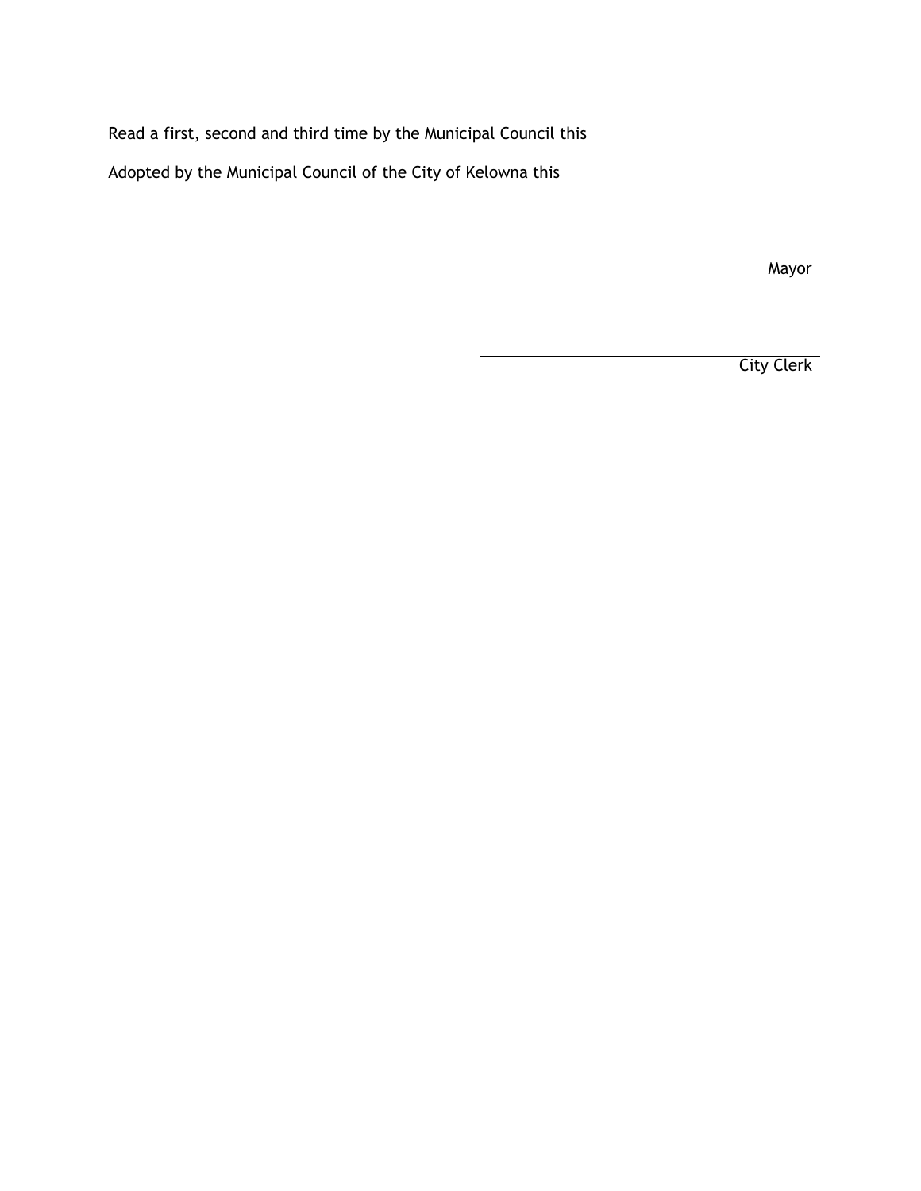Read a first, second and third time by the Municipal Council this

Adopted by the Municipal Council of the City of Kelowna this

\_\_\_\_\_\_\_\_\_\_\_\_\_\_\_\_\_\_\_\_\_\_\_\_\_\_\_\_\_\_\_\_\_\_\_\_\_\_\_\_\_\_\_\_
Mayor

\_\_\_\_\_\_\_\_\_\_\_\_\_\_\_\_\_\_\_\_\_\_\_\_\_\_\_\_\_\_\_\_\_\_\_\_\_\_\_\_\_\_\_\_
City Clerk